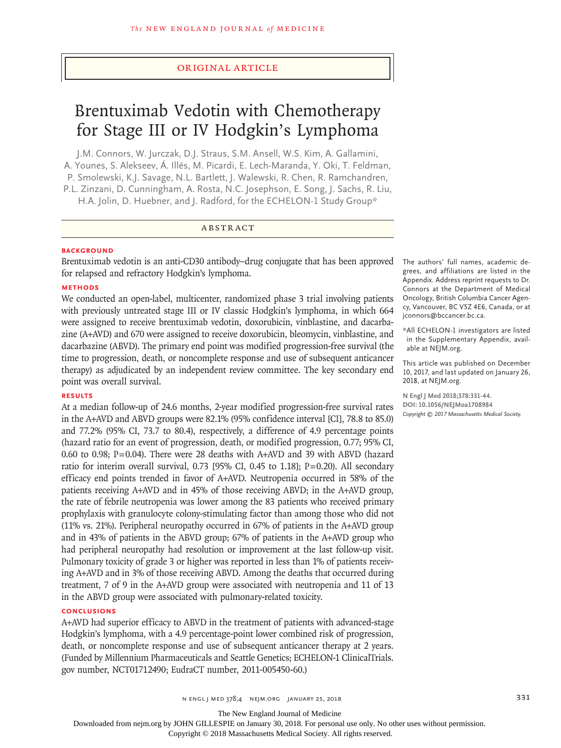Original Article

# Brentuximab Vedotin with Chemotherapy for Stage III or IV Hodgkin's Lymphoma

J.M. Connors, W. Jurczak, D.J. Straus, S.M. Ansell, W.S. Kim, A. Gallamini, A. Younes, S. Alekseev, Á. Illés, M. Picardi, E. Lech-Maranda, Y. Oki, T. Feldman, P. Smolewski, K.J. Savage, N.L. Bartlett, J. Walewski, R. Chen, R. Ramchandren, P.L. Zinzani, D. Cunningham, A. Rosta, N.C. Josephson, E. Song, J. Sachs, R. Liu, H.A. Jolin, D. Huebner, and J. Radford, for the ECHELON-1 Study Group*

## ABSTRACT

### BACKGROUND

Brentuximab vedotin is an anti-CD30 antibody–drug conjugate that has been approved for relapsed and refractory Hodgkin's lymphoma.

### METHODS

We conducted an open-label, multicenter, randomized phase 3 trial involving patients with previously untreated stage III or IV classic Hodgkin's lymphoma, in which 664 were assigned to receive brentuximab vedotin, doxorubicin, vinblastine, and dacarbazine (A+AVD) and 670 were assigned to receive doxorubicin, bleomycin, vinblastine, and dacarbazine (ABVD). The primary end point was modified progression-free survival (the time to progression, death, or noncomplete response and use of subsequent anticancer therapy) as adjudicated by an independent review committee. The key secondary end point was overall survival.

### RESULTS

At a median follow-up of 24.6 months, 2-year modified progression-free survival rates in the A+AVD and ABVD groups were 82.1% (95% confidence interval [CI], 78.8 to 85.0) and 77.2% (95% CI, 73.7 to 80.4), respectively, a difference of 4.9 percentage points (hazard ratio for an event of progression, death, or modified progression, 0.77; 95% CI, 0.60 to 0.98; P=0.04). There were 28 deaths with A+AVD and 39 with ABVD (hazard ratio for interim overall survival, 0.73 [95% CI, 0.45 to 1.18]; P=0.20). All secondary efficacy end points trended in favor of A+AVD. Neutropenia occurred in 58% of the patients receiving A+AVD and in 45% of those receiving ABVD; in the A+AVD group, the rate of febrile neutropenia was lower among the 83 patients who received primary prophylaxis with granulocyte colony-stimulating factor than among those who did not (11% vs. 21%). Peripheral neuropathy occurred in 67% of patients in the A+AVD group and in 43% of patients in the ABVD group; 67% of patients in the A+AVD group who had peripheral neuropathy had resolution or improvement at the last follow-up visit. Pulmonary toxicity of grade 3 or higher was reported in less than 1% of patients receiving A+AVD and in 3% of those receiving ABVD. Among the deaths that occurred during treatment, 7 of 9 in the A+AVD group were associated with neutropenia and 11 of 13 in the ABVD group were associated with pulmonary-related toxicity.

### CONCLUSIONS

A+AVD had superior efficacy to ABVD in the treatment of patients with advanced-stage Hodgkin's lymphoma, with a 4.9 percentage-point lower combined risk of progression, death, or noncomplete response and use of subsequent anticancer therapy at 2 years. (Funded by Millennium Pharmaceuticals and Seattle Genetics; ECHELON-1 ClinicalTrials.gov number, NCT01712490; EudraCT number, 2011-005450-60.)

The authors' full names, academic degrees, and affiliations are listed in the Appendix. Address reprint requests to Dr. Connors at the Department of Medical Oncology, British Columbia Cancer Agency, Vancouver, BC V5Z 4E6, Canada, or at jconnors@bccancer.bc.ca.

*All ECHELON-1 investigators are listed in the Supplementary Appendix, available at NEJM.org.

This article was published on December 10, 2017, and last updated on January 26, 2018, at NEJM.org.

N Engl J Med 2018;378:331-44.
DOI: 10.1056/NEJMoa1708984
Copyright © 2017 Massachusetts Medical Society.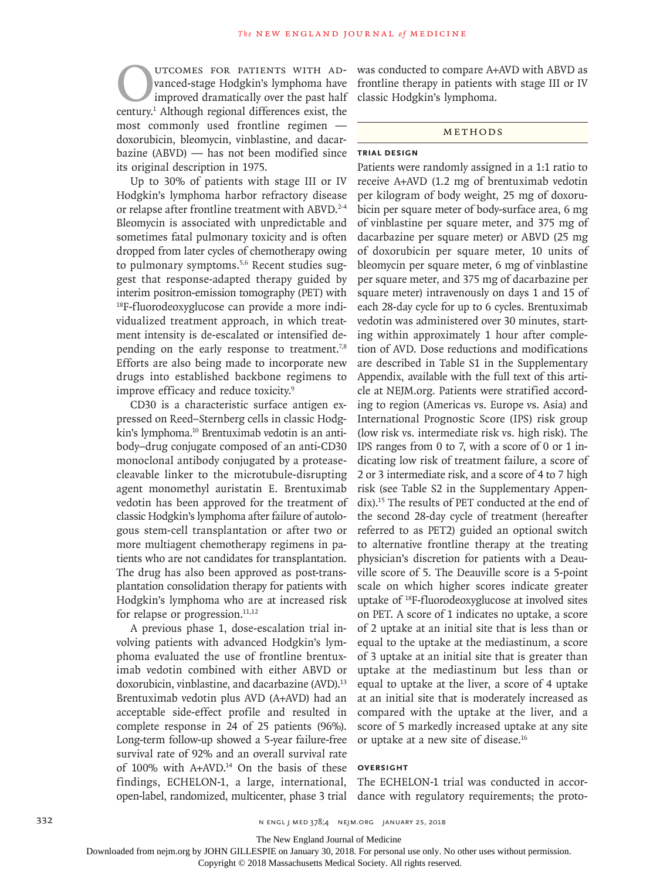Outcomes for patients with advanced-stage Hodgkin's lymphoma have improved dramatically over the past half century.[1] Although regional differences exist, the most commonly used frontline regimen — doxorubicin, bleomycin, vinblastine, and dacarbazine (ABVD) — has not been modified since its original description in 1975.

Up to 30% of patients with stage III or IV Hodgkin's lymphoma harbor refractory disease or relapse after frontline treatment with ABVD.[2-4] Bleomycin is associated with unpredictable and sometimes fatal pulmonary toxicity and is often dropped from later cycles of chemotherapy owing to pulmonary symptoms.[5,6] Recent studies suggest that response-adapted therapy guided by interim positron-emission tomography (PET) with $^{18}$F-fluorodeoxyglucose can provide a more individualized treatment approach, in which treatment intensity is de-escalated or intensified depending on the early response to treatment.[7,8] Efforts are also being made to incorporate new drugs into established backbone regimens to improve efficacy and reduce toxicity.[9]

CD30 is a characteristic surface antigen expressed on Reed–Sternberg cells in classic Hodgkin's lymphoma.[10] Brentuximab vedotin is an antibody–drug conjugate composed of an anti-CD30 monoclonal antibody conjugated by a protease-cleavable linker to the microtubule-disrupting agent monomethyl auristatin E. Brentuximab vedotin has been approved for the treatment of classic Hodgkin's lymphoma after failure of autologous stem-cell transplantation or after two or more multiagent chemotherapy regimens in patients who are not candidates for transplantation. The drug has also been approved as post-transplantation consolidation therapy for patients with Hodgkin's lymphoma who are at increased risk for relapse or progression.[11,12]

A previous phase 1, dose-escalation trial involving patients with advanced Hodgkin's lymphoma evaluated the use of frontline brentuximab vedotin combined with either ABVD or doxorubicin, vinblastine, and dacarbazine (AVD).[13] Brentuximab vedotin plus AVD (A+AVD) had an acceptable side-effect profile and resulted in complete response in 24 of 25 patients (96%). Long-term follow-up showed a 5-year failure-free survival rate of 92% and an overall survival rate of 100% with A+AVD.[14] On the basis of these findings, ECHELON-1, a large, international, open-label, randomized, multicenter, phase 3 trial was conducted to compare A+AVD with ABVD as frontline therapy in patients with stage III or IV classic Hodgkin's lymphoma.

## Methods

### Trial Design

Patients were randomly assigned in a 1:1 ratio to receive A+AVD (1.2 mg of brentuximab vedotin per kilogram of body weight, 25 mg of doxorubicin per square meter of body-surface area, 6 mg of vinblastine per square meter, and 375 mg of dacarbazine per square meter) or ABVD (25 mg of doxorubicin per square meter, 10 units of bleomycin per square meter, 6 mg of vinblastine per square meter, and 375 mg of dacarbazine per square meter) intravenously on days 1 and 15 of each 28-day cycle for up to 6 cycles. Brentuximab vedotin was administered over 30 minutes, starting within approximately 1 hour after completion of AVD. Dose reductions and modifications are described in Table S1 in the Supplementary Appendix, available with the full text of this article at NEJM.org. Patients were stratified according to region (Americas vs. Europe vs. Asia) and International Prognostic Score (IPS) risk group (low risk vs. intermediate risk vs. high risk). The IPS ranges from 0 to 7, with a score of 0 or 1 indicating low risk of treatment failure, a score of 2 or 3 intermediate risk, and a score of 4 to 7 high risk (see Table S2 in the Supplementary Appendix).[15] The results of PET conducted at the end of the second 28-day cycle of treatment (hereafter referred to as PET2) guided an optional switch to alternative frontline therapy at the treating physician's discretion for patients with a Deauville score of 5. The Deauville score is a 5-point scale on which higher scores indicate greater uptake of $^{18}$F-fluorodeoxyglucose at involved sites on PET. A score of 1 indicates no uptake, a score of 2 uptake at an initial site that is less than or equal to the uptake at the mediastinum, a score of 3 uptake at an initial site that is greater than uptake at the mediastinum but less than or equal to uptake at the liver, a score of 4 uptake at an initial site that is moderately increased as compared with the uptake at the liver, and a score of 5 markedly increased uptake at any site or uptake at a new site of disease.[16]

### Oversight

The ECHELON-1 trial was conducted in accordance with regulatory requirements; the proto-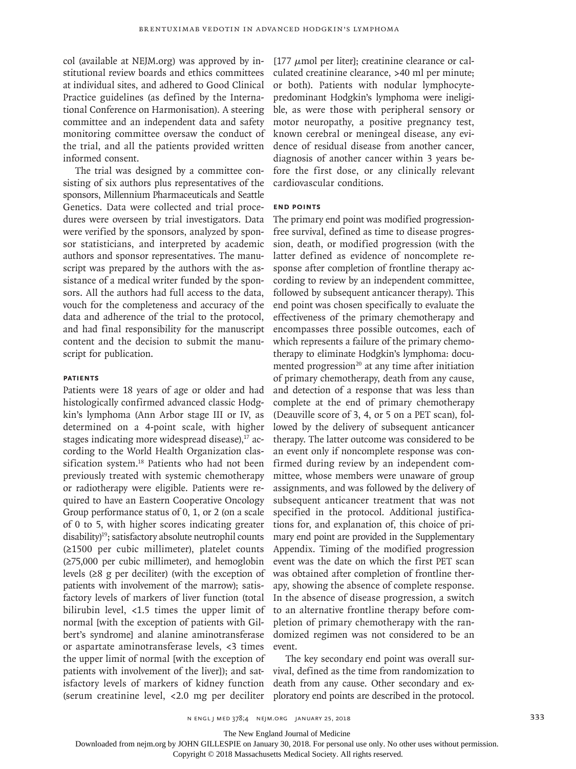col (available at NEJM.org) was approved by institutional review boards and ethics committees at individual sites, and adhered to Good Clinical Practice guidelines (as defined by the International Conference on Harmonisation). A steering committee and an independent data and safety monitoring committee oversaw the conduct of the trial, and all the patients provided written informed consent.

The trial was designed by a committee consisting of six authors plus representatives of the sponsors, Millennium Pharmaceuticals and Seattle Genetics. Data were collected and trial procedures were overseen by trial investigators. Data were verified by the sponsors, analyzed by sponsor statisticians, and interpreted by academic authors and sponsor representatives. The manuscript was prepared by the authors with the assistance of a medical writer funded by the sponsors. All the authors had full access to the data, vouch for the completeness and accuracy of the data and adherence of the trial to the protocol, and had final responsibility for the manuscript content and the decision to submit the manuscript for publication.

### PATIENTS

Patients were 18 years of age or older and had histologically confirmed advanced classic Hodgkin's lymphoma (Ann Arbor stage III or IV, as determined on a 4-point scale, with higher stages indicating more widespread disease),[17] according to the World Health Organization classification system.[18] Patients who had not been previously treated with systemic chemotherapy or radiotherapy were eligible. Patients were required to have an Eastern Cooperative Oncology Group performance status of 0, 1, or 2 (on a scale of 0 to 5, with higher scores indicating greater disability)[19]; satisfactory absolute neutrophil counts (≥1500 per cubic millimeter), platelet counts (≥75,000 per cubic millimeter), and hemoglobin levels (≥8 g per deciliter) (with the exception of patients with involvement of the marrow); satisfactory levels of markers of liver function (total bilirubin level, <1.5 times the upper limit of normal [with the exception of patients with Gilbert's syndrome] and alanine aminotransferase or aspartate aminotransferase levels, <3 times the upper limit of normal [with the exception of patients with involvement of the liver]); and satisfactory levels of markers of kidney function (serum creatinine level, <2.0 mg per deciliter [177 μmol per liter]; creatinine clearance or calculated creatinine clearance, >40 ml per minute; or both). Patients with nodular lymphocyte-predominant Hodgkin's lymphoma were ineligible, as were those with peripheral sensory or motor neuropathy, a positive pregnancy test, known cerebral or meningeal disease, any evidence of residual disease from another cancer, diagnosis of another cancer within 3 years before the first dose, or any clinically relevant cardiovascular conditions.

### END POINTS

The primary end point was modified progression-free survival, defined as time to disease progression, death, or modified progression (with the latter defined as evidence of noncomplete response after completion of frontline therapy according to review by an independent committee, followed by subsequent anticancer therapy). This end point was chosen specifically to evaluate the effectiveness of the primary chemotherapy and encompasses three possible outcomes, each of which represents a failure of the primary chemotherapy to eliminate Hodgkin's lymphoma: documented progression[20] at any time after initiation of primary chemotherapy, death from any cause, and detection of a response that was less than complete at the end of primary chemotherapy (Deauville score of 3, 4, or 5 on a PET scan), followed by the delivery of subsequent anticancer therapy. The latter outcome was considered to be an event only if noncomplete response was confirmed during review by an independent committee, whose members were unaware of group assignments, and was followed by the delivery of subsequent anticancer treatment that was not specified in the protocol. Additional justifications for, and explanation of, this choice of primary end point are provided in the Supplementary Appendix. Timing of the modified progression event was the date on which the first PET scan was obtained after completion of frontline therapy, showing the absence of complete response. In the absence of disease progression, a switch to an alternative frontline therapy before completion of primary chemotherapy with the randomized regimen was not considered to be an event.

The key secondary end point was overall survival, defined as the time from randomization to death from any cause. Other secondary and exploratory end points are described in the protocol.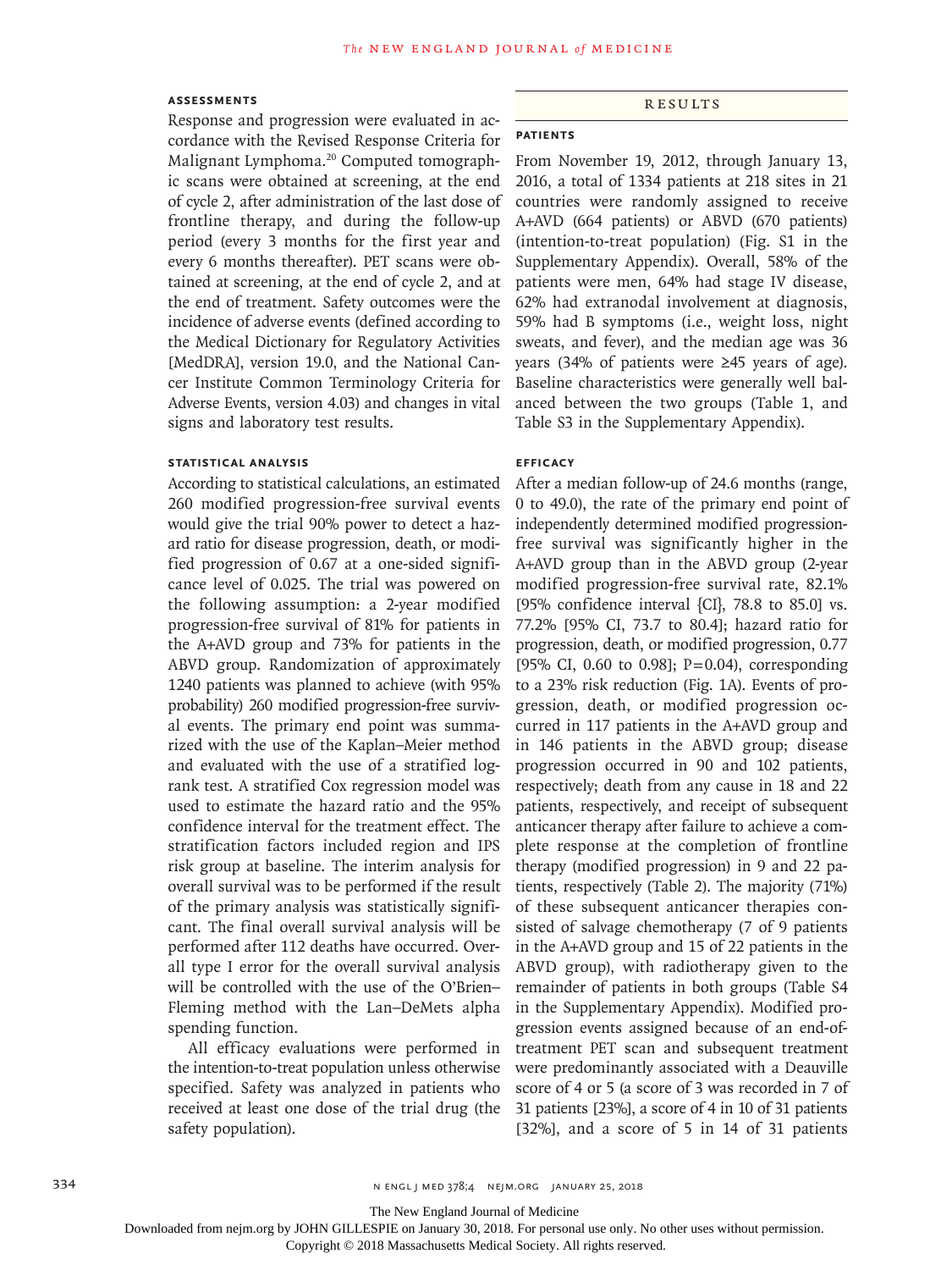### ASSESSMENTS

Response and progression were evaluated in accordance with the Revised Response Criteria for Malignant Lymphoma.[20] Computed tomographic scans were obtained at screening, at the end of cycle 2, after administration of the last dose of frontline therapy, and during the follow-up period (every 3 months for the first year and every 6 months thereafter). PET scans were obtained at screening, at the end of cycle 2, and at the end of treatment. Safety outcomes were the incidence of adverse events (defined according to the Medical Dictionary for Regulatory Activities [MedDRA], version 19.0, and the National Cancer Institute Common Terminology Criteria for Adverse Events, version 4.03) and changes in vital signs and laboratory test results.

### STATISTICAL ANALYSIS

According to statistical calculations, an estimated 260 modified progression-free survival events would give the trial 90% power to detect a hazard ratio for disease progression, death, or modified progression of 0.67 at a one-sided significance level of 0.025. The trial was powered on the following assumption: a 2-year modified progression-free survival of 81% for patients in the A+AVD group and 73% for patients in the ABVD group. Randomization of approximately 1240 patients was planned to achieve (with 95% probability) 260 modified progression-free survival events. The primary end point was summarized with the use of the Kaplan–Meier method and evaluated with the use of a stratified log-rank test. A stratified Cox regression model was used to estimate the hazard ratio and the 95% confidence interval for the treatment effect. The stratification factors included region and IPS risk group at baseline. The interim analysis for overall survival was to be performed if the result of the primary analysis was statistically significant. The final overall survival analysis will be performed after 112 deaths have occurred. Overall type I error for the overall survival analysis will be controlled with the use of the O'Brien–Fleming method with the Lan–DeMets alpha spending function.

All efficacy evaluations were performed in the intention-to-treat population unless otherwise specified. Safety was analyzed in patients who received at least one dose of the trial drug (the safety population).

## RESULTS

### PATIENTS

From November 19, 2012, through January 13, 2016, a total of 1334 patients at 218 sites in 21 countries were randomly assigned to receive A+AVD (664 patients) or ABVD (670 patients) (intention-to-treat population) (Fig. S1 in the Supplementary Appendix). Overall, 58% of the patients were men, 64% had stage IV disease, 62% had extranodal involvement at diagnosis, 59% had B symptoms (i.e., weight loss, night sweats, and fever), and the median age was 36 years (34% of patients were ≥45 years of age). Baseline characteristics were generally well balanced between the two groups (Table 1, and Table S3 in the Supplementary Appendix).

### EFFICACY

After a median follow-up of 24.6 months (range, 0 to 49.0), the rate of the primary end point of independently determined modified progression-free survival was significantly higher in the A+AVD group than in the ABVD group (2-year modified progression-free survival rate, 82.1% [95% confidence interval {CI}, 78.8 to 85.0] vs. 77.2% [95% CI, 73.7 to 80.4]; hazard ratio for progression, death, or modified progression, 0.77 [95% CI, 0.60 to 0.98]; P=0.04), corresponding to a 23% risk reduction (Fig. 1A). Events of progression, death, or modified progression occurred in 117 patients in the A+AVD group and in 146 patients in the ABVD group; disease progression occurred in 90 and 102 patients, respectively; death from any cause in 18 and 22 patients, respectively, and receipt of subsequent anticancer therapy after failure to achieve a complete response at the completion of frontline therapy (modified progression) in 9 and 22 patients, respectively (Table 2). The majority (71%) of these subsequent anticancer therapies consisted of salvage chemotherapy (7 of 9 patients in the A+AVD group and 15 of 22 patients in the ABVD group), with radiotherapy given to the remainder of patients in both groups (Table S4 in the Supplementary Appendix). Modified progression events assigned because of an end-of-treatment PET scan and subsequent treatment were predominantly associated with a Deauville score of 4 or 5 (a score of 3 was recorded in 7 of 31 patients [23%], a score of 4 in 10 of 31 patients [32%], and a score of 5 in 14 of 31 patients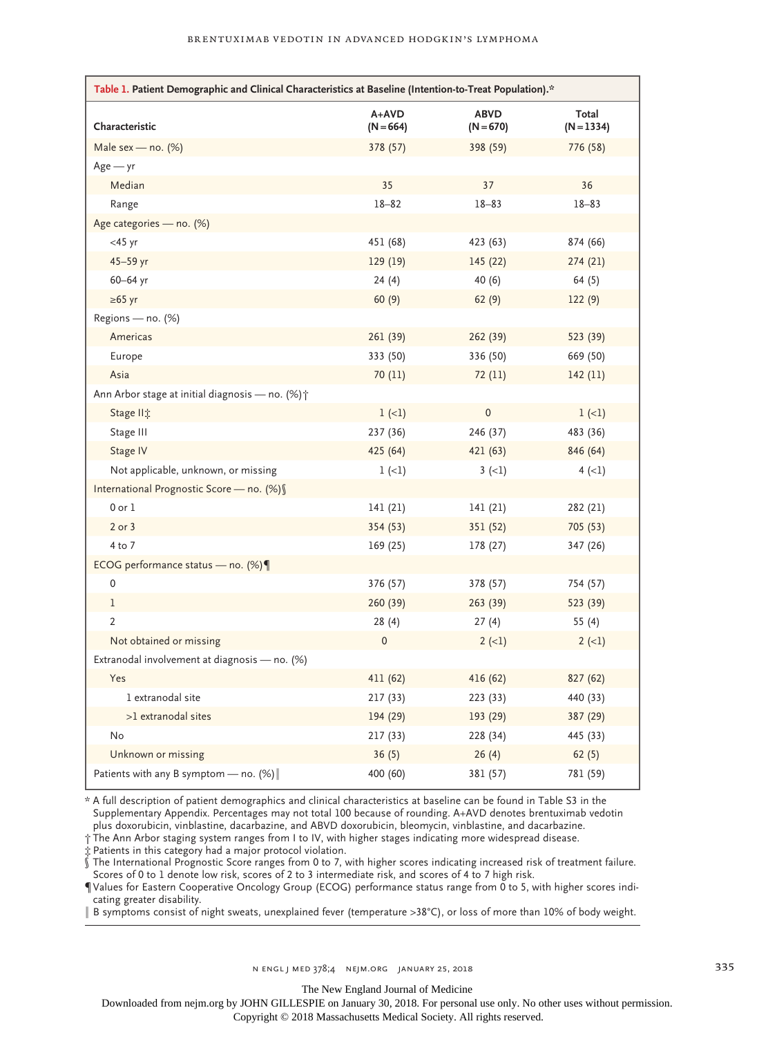**Table 1. Patient Demographic and Clinical Characteristics at Baseline (Intention-to-Treat Population).***

| Characteristic | A+AVD (N=664) | ABVD (N=670) | Total (N=1334) |
|---|---|---|---|
| Male sex — no. (%) | 378 (57) | 398 (59) | 776 (58) |
| Age — yr | | | |
| Median | 35 | 37 | 36 |
| Range | 18–82 | 18–83 | 18–83 |
| Age categories — no. (%) | | | |
| <45 yr | 451 (68) | 423 (63) | 874 (66) |
| 45–59 yr | 129 (19) | 145 (22) | 274 (21) |
| 60–64 yr | 24 (4) | 40 (6) | 64 (5) |
| ≥65 yr | 60 (9) | 62 (9) | 122 (9) |
| Regions — no. (%) | | | |
| Americas | 261 (39) | 262 (39) | 523 (39) |
| Europe | 333 (50) | 336 (50) | 669 (50) |
| Asia | 70 (11) | 72 (11) | 142 (11) |
| Ann Arbor stage at initial diagnosis — no. (%)† | | | |
| Stage II‡ | 1 (<1) | 0 | 1 (<1) |
| Stage III | 237 (36) | 246 (37) | 483 (36) |
| Stage IV | 425 (64) | 421 (63) | 846 (64) |
| Not applicable, unknown, or missing | 1 (<1) | 3 (<1) | 4 (<1) |
| International Prognostic Score — no. (%)§ | | | |
| 0 or 1 | 141 (21) | 141 (21) | 282 (21) |
| 2 or 3 | 354 (53) | 351 (52) | 705 (53) |
| 4 to 7 | 169 (25) | 178 (27) | 347 (26) |
| ECOG performance status — no. (%)¶ | | | |
| 0 | 376 (57) | 378 (57) | 754 (57) |
| 1 | 260 (39) | 263 (39) | 523 (39) |
| 2 | 28 (4) | 27 (4) | 55 (4) |
| Not obtained or missing | 0 | 2 (<1) | 2 (<1) |
| Extranodal involvement at diagnosis — no. (%) | | | |
| Yes | 411 (62) | 416 (62) | 827 (62) |
| 1 extranodal site | 217 (33) | 223 (33) | 440 (33) |
| >1 extranodal sites | 194 (29) | 193 (29) | 387 (29) |
| No | 217 (33) | 228 (34) | 445 (33) |
| Unknown or missing | 36 (5) | 26 (4) | 62 (5) |
| Patients with any B symptom — no. (%)‖ | 400 (60) | 381 (57) | 781 (59) |

\* A full description of patient demographics and clinical characteristics at baseline can be found in Table S3 in the Supplementary Appendix. Percentages may not total 100 because of rounding. A+AVD denotes brentuximab vedotin plus doxorubicin, vinblastine, dacarbazine, and ABVD doxorubicin, bleomycin, vinblastine, and dacarbazine.

† The Ann Arbor staging system ranges from I to IV, with higher stages indicating more widespread disease.

‡ Patients in this category had a major protocol violation.

§ The International Prognostic Score ranges from 0 to 7, with higher scores indicating increased risk of treatment failure. Scores of 0 to 1 denote low risk, scores of 2 to 3 intermediate risk, and scores of 4 to 7 high risk.

¶ Values for Eastern Cooperative Oncology Group (ECOG) performance status range from 0 to 5, with higher scores indicating greater disability.

‖ B symptoms consist of night sweats, unexplained fever (temperature >38°C), or loss of more than 10% of body weight.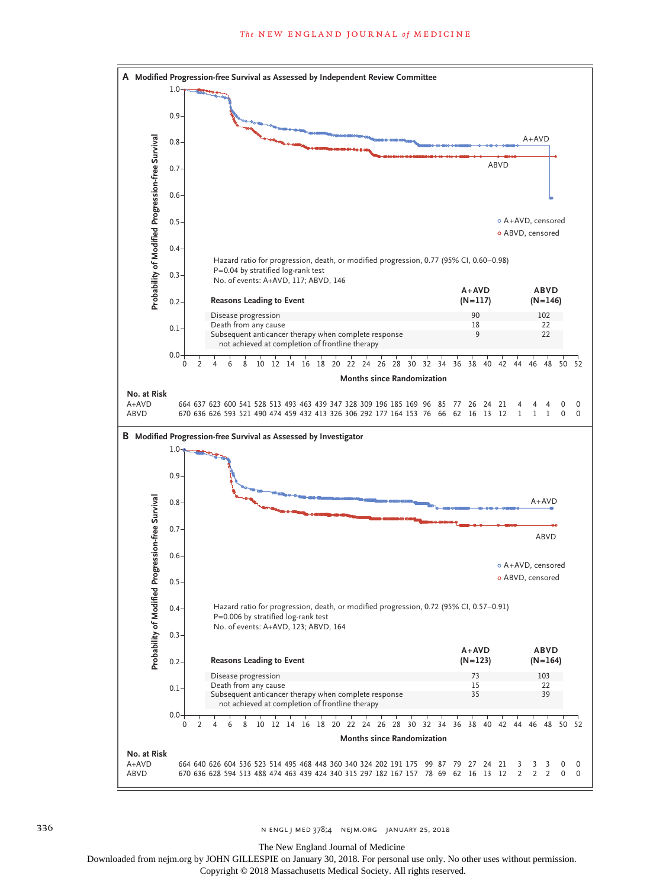**A Modified Progression-free Survival as Assessed by Independent Review Committee**

Hazard ratio for progression, death, or modified progression, 0.77 (95% CI, 0.60–0.98)
P=0.04 by stratified log-rank test
No. of events: A+AVD, 117; ABVD, 146

| Reasons Leading to Event | A+AVD (N=117) | ABVD (N=146) |
|---|---|---|
| Disease progression | 90 | 102 |
| Death from any cause | 18 | 22 |
| Subsequent anticancer therapy when complete response not achieved at completion of frontline therapy | 9 | 22 |

Probability of Modified Progression-free Survival; Months since Randomization

A+AVD; ABVD; o A+AVD, censored; o ABVD, censored

**No. at Risk**

| Months | 0 | 2 | 4 | 6 | 8 | 10 | 12 | 14 | 16 | 18 | 20 | 22 | 24 | 26 | 28 | 30 | 32 | 34 | 36 | 38 | 40 | 42 | 44 | 46 | 48 | 50 | 52 |
|---|---|---|---|---|---|---|---|---|---|---|---|---|---|---|---|---|---|---|---|---|---|---|---|---|---|---|---|
| A+AVD | 664 | 637 | 623 | 600 | 541 | 528 | 513 | 493 | 463 | 439 | 347 | 328 | 309 | 196 | 185 | 169 | 96 | 85 | 77 | 26 | 24 | 21 | 4 | 4 | 4 | 0 | 0 |
| ABVD | 670 | 636 | 626 | 593 | 521 | 490 | 474 | 459 | 432 | 413 | 326 | 306 | 292 | 177 | 164 | 153 | 76 | 66 | 62 | 16 | 13 | 12 | 1 | 1 | 1 | 0 | 0 |

**B Modified Progression-free Survival as Assessed by Investigator**

Hazard ratio for progression, death, or modified progression, 0.72 (95% CI, 0.57–0.91)
P=0.006 by stratified log-rank test
No. of events: A+AVD, 123; ABVD, 164

| Reasons Leading to Event | A+AVD (N=123) | ABVD (N=164) |
|---|---|---|
| Disease progression | 73 | 103 |
| Death from any cause | 15 | 22 |
| Subsequent anticancer therapy when complete response not achieved at completion of frontline therapy | 35 | 39 |

Probability of Modified Progression-free Survival; Months since Randomization

A+AVD; ABVD; o A+AVD, censored; o ABVD, censored

**No. at Risk**

| Months | 0 | 2 | 4 | 6 | 8 | 10 | 12 | 14 | 16 | 18 | 20 | 22 | 24 | 26 | 28 | 30 | 32 | 34 | 36 | 38 | 40 | 42 | 44 | 46 | 48 | 50 | 52 |
|---|---|---|---|---|---|---|---|---|---|---|---|---|---|---|---|---|---|---|---|---|---|---|---|---|---|---|---|
| A+AVD | 664 | 640 | 626 | 604 | 536 | 523 | 514 | 495 | 468 | 448 | 360 | 340 | 324 | 202 | 191 | 175 | 99 | 87 | 79 | 27 | 24 | 21 | 3 | 3 | 3 | 0 | 0 |
| ABVD | 670 | 636 | 628 | 594 | 513 | 488 | 474 | 463 | 439 | 424 | 340 | 315 | 297 | 182 | 167 | 157 | 78 | 69 | 62 | 16 | 13 | 12 | 2 | 2 | 2 | 0 | 0 |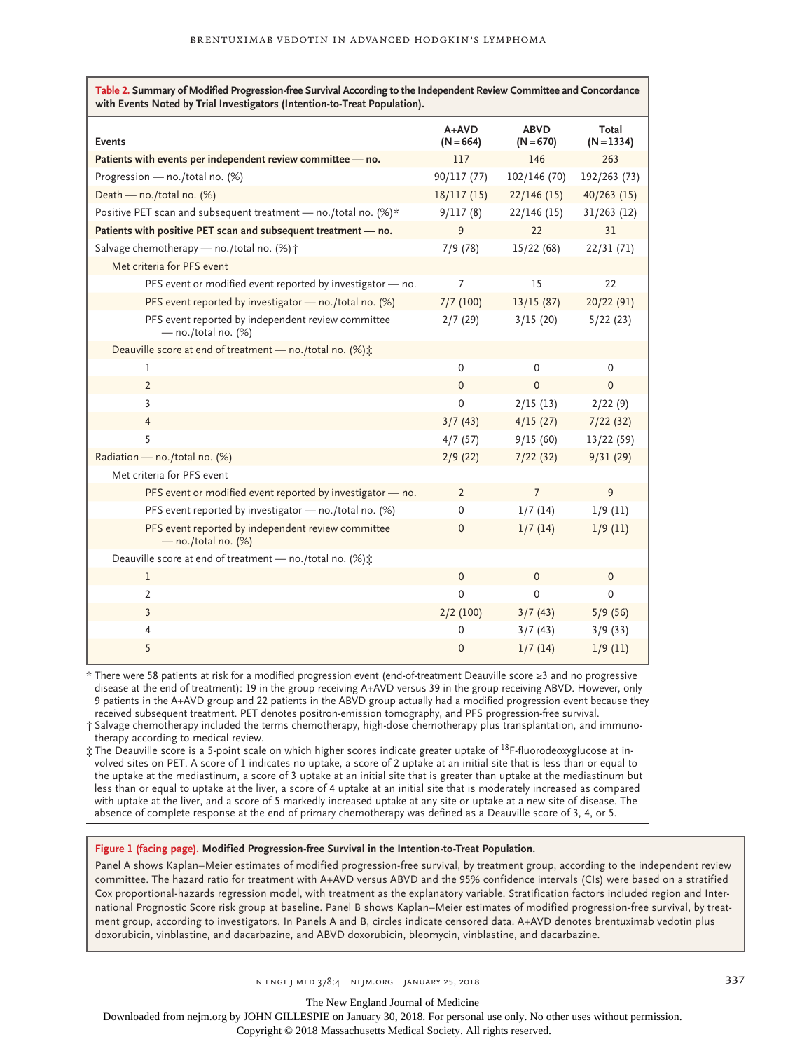**Table 2. Summary of Modified Progression-free Survival According to the Independent Review Committee and Concordance with Events Noted by Trial Investigators (Intention-to-Treat Population).**

| Events | A+AVD (N=664) | ABVD (N=670) | Total (N=1334) |
|---|---|---|---|
| **Patients with events per independent review committee — no.** | 117 | 146 | 263 |
| Progression — no./total no. (%) | 90/117 (77) | 102/146 (70) | 192/263 (73) |
| Death — no./total no. (%) | 18/117 (15) | 22/146 (15) | 40/263 (15) |
| Positive PET scan and subsequent treatment — no./total no. (%)* | 9/117 (8) | 22/146 (15) | 31/263 (12) |
| **Patients with positive PET scan and subsequent treatment — no.** | 9 | 22 | 31 |
| Salvage chemotherapy — no./total no. (%)† | 7/9 (78) | 15/22 (68) | 22/31 (71) |
| Met criteria for PFS event | | | |
| PFS event or modified event reported by investigator — no. | 7 | 15 | 22 |
| PFS event reported by investigator — no./total no. (%) | 7/7 (100) | 13/15 (87) | 20/22 (91) |
| PFS event reported by independent review committee — no./total no. (%) | 2/7 (29) | 3/15 (20) | 5/22 (23) |
| Deauville score at end of treatment — no./total no. (%)‡ | | | |
| 1 | 0 | 0 | 0 |
| 2 | 0 | 0 | 0 |
| 3 | 0 | 2/15 (13) | 2/22 (9) |
| 4 | 3/7 (43) | 4/15 (27) | 7/22 (32) |
| 5 | 4/7 (57) | 9/15 (60) | 13/22 (59) |
| Radiation — no./total no. (%) | 2/9 (22) | 7/22 (32) | 9/31 (29) |
| Met criteria for PFS event | | | |
| PFS event or modified event reported by investigator — no. | 2 | 7 | 9 |
| PFS event reported by investigator — no./total no. (%) | 0 | 1/7 (14) | 1/9 (11) |
| PFS event reported by independent review committee — no./total no. (%) | 0 | 1/7 (14) | 1/9 (11) |
| Deauville score at end of treatment — no./total no. (%)‡ | | | |
| 1 | 0 | 0 | 0 |
| 2 | 0 | 0 | 0 |
| 3 | 2/2 (100) | 3/7 (43) | 5/9 (56) |
| 4 | 0 | 3/7 (43) | 3/9 (33) |
| 5 | 0 | 1/7 (14) | 1/9 (11) |

\* There were 58 patients at risk for a modified progression event (end-of-treatment Deauville score ≥3 and no progressive disease at the end of treatment): 19 in the group receiving A+AVD versus 39 in the group receiving ABVD. However, only 9 patients in the A+AVD group and 22 patients in the ABVD group actually had a modified progression event because they received subsequent treatment. PET denotes positron-emission tomography, and PFS progression-free survival.

† Salvage chemotherapy included the terms chemotherapy, high-dose chemotherapy plus transplantation, and immunotherapy according to medical review.

‡ The Deauville score is a 5-point scale on which higher scores indicate greater uptake of $^{18}$F-fluorodeoxyglucose at involved sites on PET. A score of 1 indicates no uptake, a score of 2 uptake at an initial site that is less than or equal to the uptake at the mediastinum, a score of 3 uptake at an initial site that is greater than uptake at the mediastinum but less than or equal to uptake at the liver, a score of 4 uptake at an initial site that is moderately increased as compared with uptake at the liver, and a score of 5 markedly increased uptake at any site or uptake at a new site of disease. The absence of complete response at the end of primary chemotherapy was defined as a Deauville score of 3, 4, or 5.

**Figure 1 (facing page). Modified Progression-free Survival in the Intention-to-Treat Population.**

Panel A shows Kaplan–Meier estimates of modified progression-free survival, by treatment group, according to the independent review committee. The hazard ratio for treatment with A+AVD versus ABVD and the 95% confidence intervals (CIs) were based on a stratified Cox proportional-hazards regression model, with treatment as the explanatory variable. Stratification factors included region and International Prognostic Score risk group at baseline. Panel B shows Kaplan–Meier estimates of modified progression-free survival, by treatment group, according to investigators. In Panels A and B, circles indicate censored data. A+AVD denotes brentuximab vedotin plus doxorubicin, vinblastine, and dacarbazine, and ABVD doxorubicin, bleomycin, vinblastine, and dacarbazine.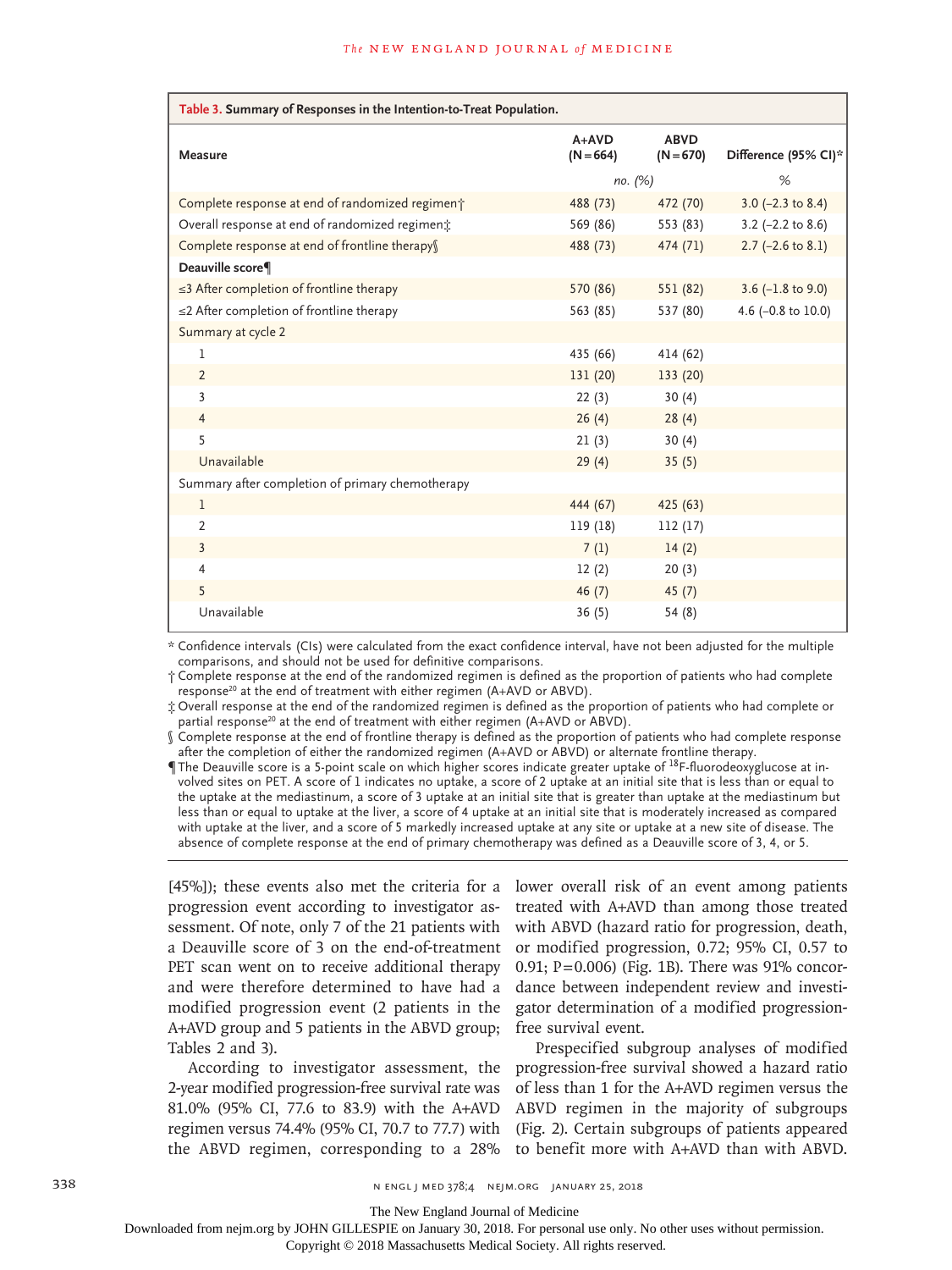**Table 3. Summary of Responses in the Intention-to-Treat Population.**

| Measure | A+AVD (N=664) | ABVD (N=670) | Difference (95% CI)* |
|---|---|---|---|
| | no. (%) | | % |
| Complete response at end of randomized regimen† | 488 (73) | 472 (70) | 3.0 (−2.3 to 8.4) |
| Overall response at end of randomized regimen‡ | 569 (86) | 553 (83) | 3.2 (−2.2 to 8.6) |
| Complete response at end of frontline therapy§ | 488 (73) | 474 (71) | 2.7 (−2.6 to 8.1) |
| **Deauville score¶** | | | |
| ≤3 After completion of frontline therapy | 570 (86) | 551 (82) | 3.6 (−1.8 to 9.0) |
| ≤2 After completion of frontline therapy | 563 (85) | 537 (80) | 4.6 (−0.8 to 10.0) |
| Summary at cycle 2 | | | |
| 1 | 435 (66) | 414 (62) | |
| 2 | 131 (20) | 133 (20) | |
| 3 | 22 (3) | 30 (4) | |
| 4 | 26 (4) | 28 (4) | |
| 5 | 21 (3) | 30 (4) | |
| Unavailable | 29 (4) | 35 (5) | |
| Summary after completion of primary chemotherapy | | | |
| 1 | 444 (67) | 425 (63) | |
| 2 | 119 (18) | 112 (17) | |
| 3 | 7 (1) | 14 (2) | |
| 4 | 12 (2) | 20 (3) | |
| 5 | 46 (7) | 45 (7) | |
| Unavailable | 36 (5) | 54 (8) | |

\* Confidence intervals (CIs) were calculated from the exact confidence interval, have not been adjusted for the multiple comparisons, and should not be used for definitive comparisons.

† Complete response at the end of the randomized regimen is defined as the proportion of patients who had complete response[20] at the end of treatment with either regimen (A+AVD or ABVD).

‡ Overall response at the end of the randomized regimen is defined as the proportion of patients who had complete or partial response[20] at the end of treatment with either regimen (A+AVD or ABVD).

§ Complete response at the end of frontline therapy is defined as the proportion of patients who had complete response after the completion of either the randomized regimen (A+AVD or ABVD) or alternate frontline therapy.

¶ The Deauville score is a 5-point scale on which higher scores indicate greater uptake of $^{18}$F-fluorodeoxyglucose at involved sites on PET. A score of 1 indicates no uptake, a score of 2 uptake at an initial site that is less than or equal to the uptake at the mediastinum, a score of 3 uptake at an initial site that is greater than uptake at the mediastinum but less than or equal to uptake at the liver, a score of 4 uptake at an initial site that is moderately increased as compared with uptake at the liver, and a score of 5 markedly increased uptake at any site or uptake at a new site of disease. The absence of complete response at the end of primary chemotherapy was defined as a Deauville score of 3, 4, or 5.

[45%]); these events also met the criteria for a progression event according to investigator assessment. Of note, only 7 of the 21 patients with a Deauville score of 3 on the end-of-treatment PET scan went on to receive additional therapy and were therefore determined to have had a modified progression event (2 patients in the A+AVD group and 5 patients in the ABVD group; Tables 2 and 3).

According to investigator assessment, the 2-year modified progression-free survival rate was 81.0% (95% CI, 77.6 to 83.9) with the A+AVD regimen versus 74.4% (95% CI, 70.7 to 77.7) with the ABVD regimen, corresponding to a 28% lower overall risk of an event among patients treated with A+AVD than among those treated with ABVD (hazard ratio for progression, death, or modified progression, 0.72; 95% CI, 0.57 to 0.91; P=0.006) (Fig. 1B). There was 91% concordance between independent review and investigator determination of a modified progression-free survival event.

Prespecified subgroup analyses of modified progression-free survival showed a hazard ratio of less than 1 for the A+AVD regimen versus the ABVD regimen in the majority of subgroups (Fig. 2). Certain subgroups of patients appeared to benefit more with A+AVD than with ABVD.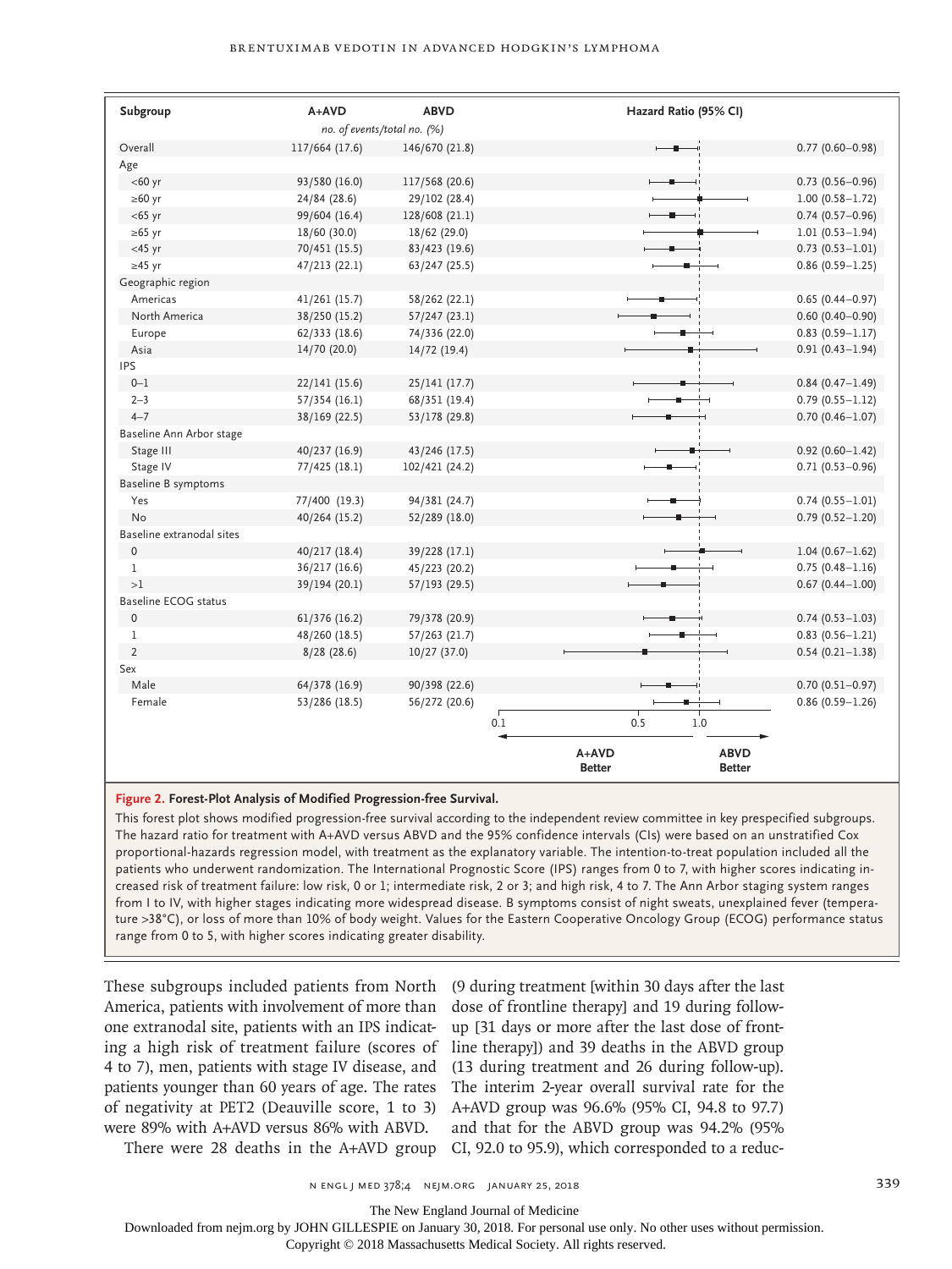| Subgroup | A+AVD | ABVD | Hazard Ratio (95% CI) |
|---|---|---|---|
| | *no. of events/total no. (%)* | | |
| Overall | 117/664 (17.6) | 146/670 (21.8) | 0.77 (0.60–0.98) |
| Age | | | |
| <60 yr | 93/580 (16.0) | 117/568 (20.6) | 0.73 (0.56–0.96) |
| ≥60 yr | 24/84 (28.6) | 29/102 (28.4) | 1.00 (0.58–1.72) |
| <65 yr | 99/604 (16.4) | 128/608 (21.1) | 0.74 (0.57–0.96) |
| ≥65 yr | 18/60 (30.0) | 18/62 (29.0) | 1.01 (0.53–1.94) |
| <45 yr | 70/451 (15.5) | 83/423 (19.6) | 0.73 (0.53–1.01) |
| ≥45 yr | 47/213 (22.1) | 63/247 (25.5) | 0.86 (0.59–1.25) |
| Geographic region | | | |
| Americas | 41/261 (15.7) | 58/262 (22.1) | 0.65 (0.44–0.97) |
| North America | 38/250 (15.2) | 57/247 (23.1) | 0.60 (0.40–0.90) |
| Europe | 62/333 (18.6) | 74/336 (22.0) | 0.83 (0.59–1.17) |
| Asia | 14/70 (20.0) | 14/72 (19.4) | 0.91 (0.43–1.94) |
| IPS | | | |
| 0–1 | 22/141 (15.6) | 25/141 (17.7) | 0.84 (0.47–1.49) |
| 2–3 | 57/354 (16.1) | 68/351 (19.4) | 0.79 (0.55–1.12) |
| 4–7 | 38/169 (22.5) | 53/178 (29.8) | 0.70 (0.46–1.07) |
| Baseline Ann Arbor stage | | | |
| Stage III | 40/237 (16.9) | 43/246 (17.5) | 0.92 (0.60–1.42) |
| Stage IV | 77/425 (18.1) | 102/421 (24.2) | 0.71 (0.53–0.96) |
| Baseline B symptoms | | | |
| Yes | 77/400 (19.3) | 94/381 (24.7) | 0.74 (0.55–1.01) |
| No | 40/264 (15.2) | 52/289 (18.0) | 0.79 (0.52–1.20) |
| Baseline extranodal sites | | | |
| 0 | 40/217 (18.4) | 39/228 (17.1) | 1.04 (0.67–1.62) |
| 1 | 36/217 (16.6) | 45/223 (20.2) | 0.75 (0.48–1.16) |
| >1 | 39/194 (20.1) | 57/193 (29.5) | 0.67 (0.44–1.00) |
| Baseline ECOG status | | | |
| 0 | 61/376 (16.2) | 79/378 (20.9) | 0.74 (0.53–1.03) |
| 1 | 48/260 (18.5) | 57/263 (21.7) | 0.83 (0.56–1.21) |
| 2 | 8/28 (28.6) | 10/27 (37.0) | 0.54 (0.21–1.38) |
| Sex | | | |
| Male | 64/378 (16.9) | 90/398 (22.6) | 0.70 (0.51–0.97) |
| Female | 53/286 (18.5) | 56/272 (20.6) | 0.86 (0.59–1.26) |

Hazard ratio axis: 0.1, 0.5, 1.0 — ← A+AVD Better | ABVD Better →

**Figure 2. Forest-Plot Analysis of Modified Progression-free Survival.**

This forest plot shows modified progression-free survival according to the independent review committee in key prespecified subgroups. The hazard ratio for treatment with A+AVD versus ABVD and the 95% confidence intervals (CIs) were based on an unstratified Cox proportional-hazards regression model, with treatment as the explanatory variable. The intention-to-treat population included all the patients who underwent randomization. The International Prognostic Score (IPS) ranges from 0 to 7, with higher scores indicating increased risk of treatment failure: low risk, 0 or 1; intermediate risk, 2 or 3; and high risk, 4 to 7. The Ann Arbor staging system ranges from I to IV, with higher stages indicating more widespread disease. B symptoms consist of night sweats, unexplained fever (temperature >38°C), or loss of more than 10% of body weight. Values for the Eastern Cooperative Oncology Group (ECOG) performance status range from 0 to 5, with higher scores indicating greater disability.

These subgroups included patients from North America, patients with involvement of more than one extranodal site, patients with an IPS indicating a high risk of treatment failure (scores of 4 to 7), men, patients with stage IV disease, and patients younger than 60 years of age. The rates of negativity at PET2 (Deauville score, 1 to 3) were 89% with A+AVD versus 86% with ABVD.

There were 28 deaths in the A+AVD group (9 during treatment [within 30 days after the last dose of frontline therapy] and 19 during follow-up [31 days or more after the last dose of frontline therapy]) and 39 deaths in the ABVD group (13 during treatment and 26 during follow-up). The interim 2-year overall survival rate for the A+AVD group was 96.6% (95% CI, 94.8 to 97.7) and that for the ABVD group was 94.2% (95% CI, 92.0 to 95.9), which corresponded to a reduc-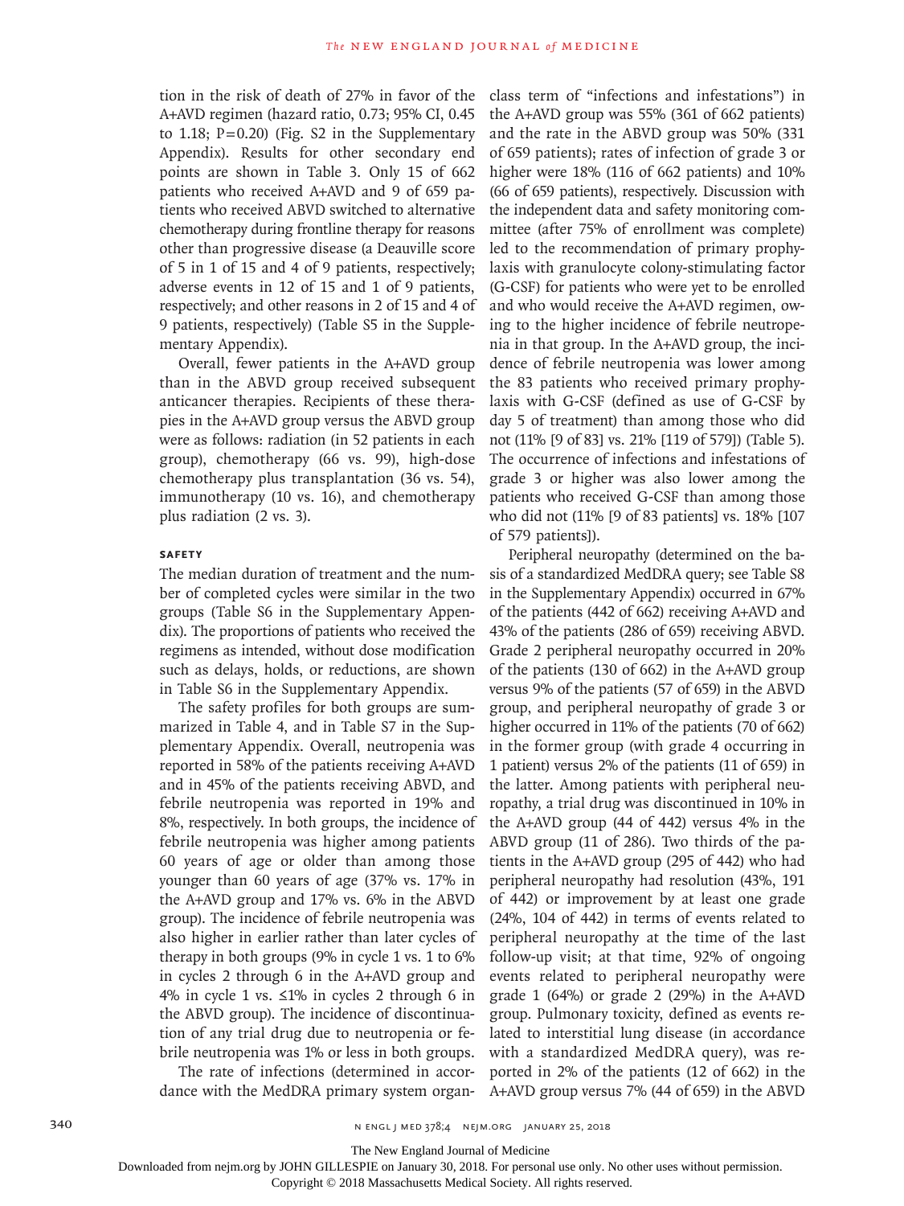tion in the risk of death of 27% in favor of the A+AVD regimen (hazard ratio, 0.73; 95% CI, 0.45 to 1.18; P=0.20) (Fig. S2 in the Supplementary Appendix). Results for other secondary end points are shown in Table 3. Only 15 of 662 patients who received A+AVD and 9 of 659 patients who received ABVD switched to alternative chemotherapy during frontline therapy for reasons other than progressive disease (a Deauville score of 5 in 1 of 15 and 4 of 9 patients, respectively; adverse events in 12 of 15 and 1 of 9 patients, respectively; and other reasons in 2 of 15 and 4 of 9 patients, respectively) (Table S5 in the Supplementary Appendix).

Overall, fewer patients in the A+AVD group than in the ABVD group received subsequent anticancer therapies. Recipients of these therapies in the A+AVD group versus the ABVD group were as follows: radiation (in 52 patients in each group), chemotherapy (66 vs. 99), high-dose chemotherapy plus transplantation (36 vs. 54), immunotherapy (10 vs. 16), and chemotherapy plus radiation (2 vs. 3).

### SAFETY

The median duration of treatment and the number of completed cycles were similar in the two groups (Table S6 in the Supplementary Appendix). The proportions of patients who received the regimens as intended, without dose modification such as delays, holds, or reductions, are shown in Table S6 in the Supplementary Appendix.

The safety profiles for both groups are summarized in Table 4, and in Table S7 in the Supplementary Appendix. Overall, neutropenia was reported in 58% of the patients receiving A+AVD and in 45% of the patients receiving ABVD, and febrile neutropenia was reported in 19% and 8%, respectively. In both groups, the incidence of febrile neutropenia was higher among patients 60 years of age or older than among those younger than 60 years of age (37% vs. 17% in the A+AVD group and 17% vs. 6% in the ABVD group). The incidence of febrile neutropenia was also higher in earlier rather than later cycles of therapy in both groups (9% in cycle 1 vs. 1 to 6% in cycles 2 through 6 in the A+AVD group and 4% in cycle 1 vs. ≤1% in cycles 2 through 6 in the ABVD group). The incidence of discontinuation of any trial drug due to neutropenia or febrile neutropenia was 1% or less in both groups.

The rate of infections (determined in accordance with the MedDRA primary system organ-class term of "infections and infestations") in the A+AVD group was 55% (361 of 662 patients) and the rate in the ABVD group was 50% (331 of 659 patients); rates of infection of grade 3 or higher were 18% (116 of 662 patients) and 10% (66 of 659 patients), respectively. Discussion with the independent data and safety monitoring committee (after 75% of enrollment was complete) led to the recommendation of primary prophylaxis with granulocyte colony-stimulating factor (G-CSF) for patients who were yet to be enrolled and who would receive the A+AVD regimen, owing to the higher incidence of febrile neutropenia in that group. In the A+AVD group, the incidence of febrile neutropenia was lower among the 83 patients who received primary prophylaxis with G-CSF (defined as use of G-CSF by day 5 of treatment) than among those who did not (11% [9 of 83] vs. 21% [119 of 579]) (Table 5). The occurrence of infections and infestations of grade 3 or higher was also lower among the patients who received G-CSF than among those who did not (11% [9 of 83 patients] vs. 18% [107 of 579 patients]).

Peripheral neuropathy (determined on the basis of a standardized MedDRA query; see Table S8 in the Supplementary Appendix) occurred in 67% of the patients (442 of 662) receiving A+AVD and 43% of the patients (286 of 659) receiving ABVD. Grade 2 peripheral neuropathy occurred in 20% of the patients (130 of 662) in the A+AVD group versus 9% of the patients (57 of 659) in the ABVD group, and peripheral neuropathy of grade 3 or higher occurred in 11% of the patients (70 of 662) in the former group (with grade 4 occurring in 1 patient) versus 2% of the patients (11 of 659) in the latter. Among patients with peripheral neuropathy, a trial drug was discontinued in 10% in the A+AVD group (44 of 442) versus 4% in the ABVD group (11 of 286). Two thirds of the patients in the A+AVD group (295 of 442) who had peripheral neuropathy had resolution (43%, 191 of 442) or improvement by at least one grade (24%, 104 of 442) in terms of events related to peripheral neuropathy at the time of the last follow-up visit; at that time, 92% of ongoing events related to peripheral neuropathy were grade 1 (64%) or grade 2 (29%) in the A+AVD group. Pulmonary toxicity, defined as events related to interstitial lung disease (in accordance with a standardized MedDRA query), was reported in 2% of the patients (12 of 662) in the A+AVD group versus 7% (44 of 659) in the ABVD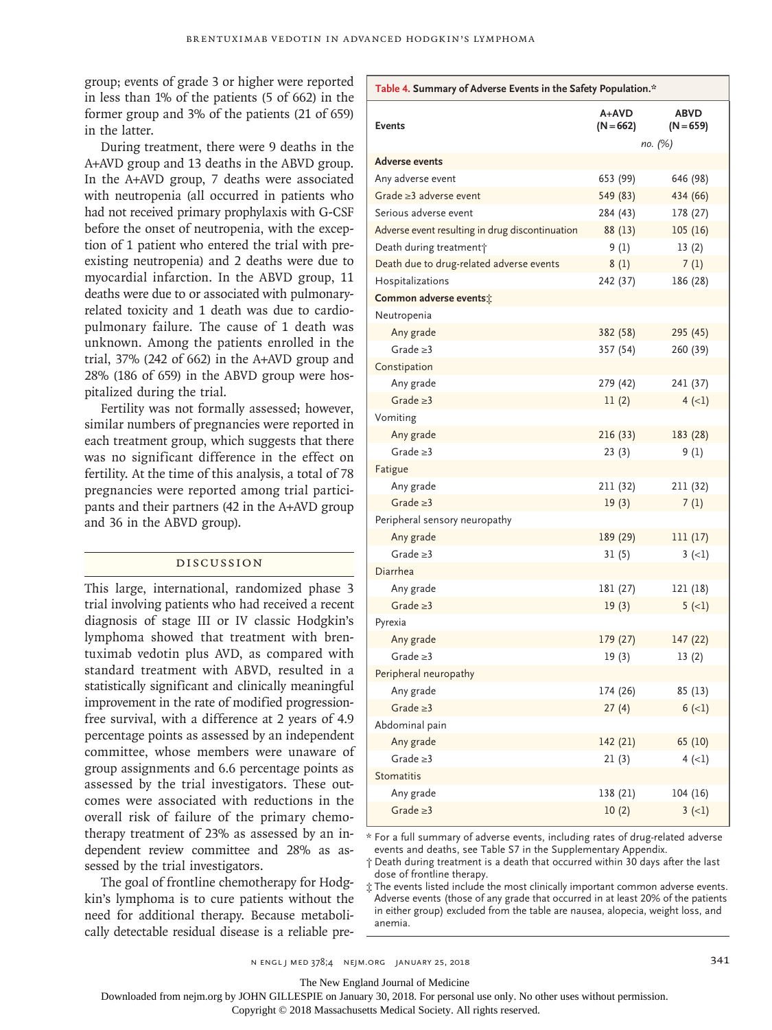group; events of grade 3 or higher were reported in less than 1% of the patients (5 of 662) in the former group and 3% of the patients (21 of 659) in the latter.

During treatment, there were 9 deaths in the A+AVD group and 13 deaths in the ABVD group. In the A+AVD group, 7 deaths were associated with neutropenia (all occurred in patients who had not received primary prophylaxis with G-CSF before the onset of neutropenia, with the exception of 1 patient who entered the trial with preexisting neutropenia) and 2 deaths were due to myocardial infarction. In the ABVD group, 11 deaths were due to or associated with pulmonary-related toxicity and 1 death was due to cardiopulmonary failure. The cause of 1 death was unknown. Among the patients enrolled in the trial, 37% (242 of 662) in the A+AVD group and 28% (186 of 659) in the ABVD group were hospitalized during the trial.

Fertility was not formally assessed; however, similar numbers of pregnancies were reported in each treatment group, which suggests that there was no significant difference in the effect on fertility. At the time of this analysis, a total of 78 pregnancies were reported among trial participants and their partners (42 in the A+AVD group and 36 in the ABVD group).

**Table 4. Summary of Adverse Events in the Safety Population.***

| Events | A+AVD (N=662) | ABVD (N=659) |
|---|---|---|
| | *no. (%)* | |
| **Adverse events** | | |
| Any adverse event | 653 (99) | 646 (98) |
| Grade ≥3 adverse event | 549 (83) | 434 (66) |
| Serious adverse event | 284 (43) | 178 (27) |
| Adverse event resulting in drug discontinuation | 88 (13) | 105 (16) |
| Death during treatment† | 9 (1) | 13 (2) |
| Death due to drug-related adverse events | 8 (1) | 7 (1) |
| Hospitalizations | 242 (37) | 186 (28) |
| **Common adverse events‡** | | |
| Neutropenia | | |
| Any grade | 382 (58) | 295 (45) |
| Grade ≥3 | 357 (54) | 260 (39) |
| Constipation | | |
| Any grade | 279 (42) | 241 (37) |
| Grade ≥3 | 11 (2) | 4 (<1) |
| Vomiting | | |
| Any grade | 216 (33) | 183 (28) |
| Grade ≥3 | 23 (3) | 9 (1) |
| Fatigue | | |
| Any grade | 211 (32) | 211 (32) |
| Grade ≥3 | 19 (3) | 7 (1) |
| Peripheral sensory neuropathy | | |
| Any grade | 189 (29) | 111 (17) |
| Grade ≥3 | 31 (5) | 3 (<1) |
| Diarrhea | | |
| Any grade | 181 (27) | 121 (18) |
| Grade ≥3 | 19 (3) | 5 (<1) |
| Pyrexia | | |
| Any grade | 179 (27) | 147 (22) |
| Grade ≥3 | 19 (3) | 13 (2) |
| Peripheral neuropathy | | |
| Any grade | 174 (26) | 85 (13) |
| Grade ≥3 | 27 (4) | 6 (<1) |
| Abdominal pain | | |
| Any grade | 142 (21) | 65 (10) |
| Grade ≥3 | 21 (3) | 4 (<1) |
| Stomatitis | | |
| Any grade | 138 (21) | 104 (16) |
| Grade ≥3 | 10 (2) | 3 (<1) |

\* For a full summary of adverse events, including rates of drug-related adverse events and deaths, see Table S7 in the Supplementary Appendix.

† Death during treatment is a death that occurred within 30 days after the last dose of frontline therapy.

‡ The events listed include the most clinically important common adverse events. Adverse events (those of any grade that occurred in at least 20% of the patients in either group) excluded from the table are nausea, alopecia, weight loss, and anemia.

## Discussion

This large, international, randomized phase 3 trial involving patients who had received a recent diagnosis of stage III or IV classic Hodgkin's lymphoma showed that treatment with brentuximab vedotin plus AVD, as compared with standard treatment with ABVD, resulted in a statistically significant and clinically meaningful improvement in the rate of modified progression-free survival, with a difference at 2 years of 4.9 percentage points as assessed by an independent committee, whose members were unaware of group assignments and 6.6 percentage points as assessed by the trial investigators. These outcomes were associated with reductions in the overall risk of failure of the primary chemotherapy treatment of 23% as assessed by an independent review committee and 28% as assessed by the trial investigators.

The goal of frontline chemotherapy for Hodgkin's lymphoma is to cure patients without the need for additional therapy. Because metabolically detectable residual disease is a reliable pre-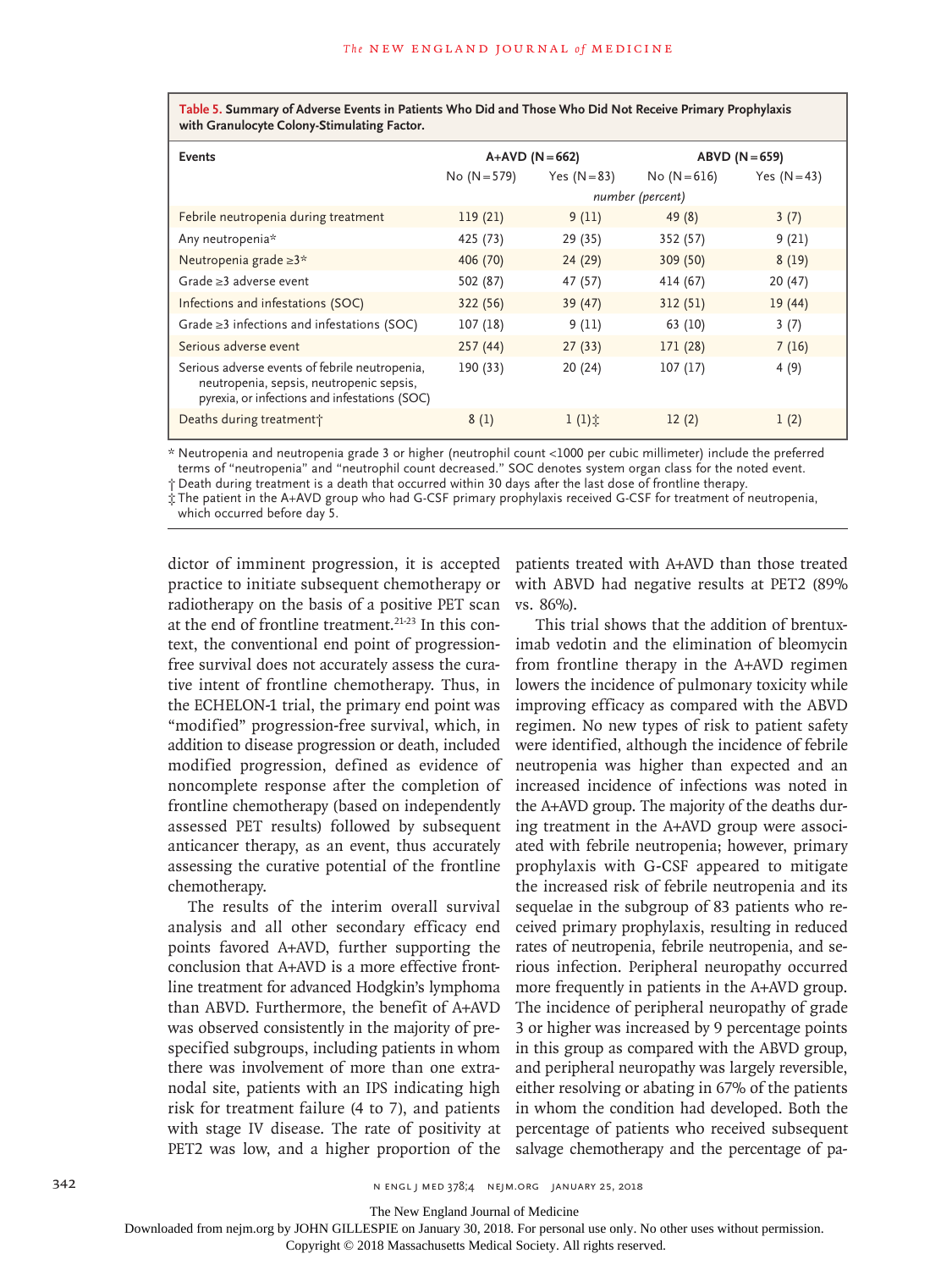**Table 5. Summary of Adverse Events in Patients Who Did and Those Who Did Not Receive Primary Prophylaxis with Granulocyte Colony-Stimulating Factor.**

| Events | A+AVD (N=662) | | ABVD (N=659) | |
|---|---|---|---|---|
| | No (N=579) | Yes (N=83) | No (N=616) | Yes (N=43) |
| | *number (percent)* | | | |
| Febrile neutropenia during treatment | 119 (21) | 9 (11) | 49 (8) | 3 (7) |
| Any neutropenia* | 425 (73) | 29 (35) | 352 (57) | 9 (21) |
| Neutropenia grade ≥3* | 406 (70) | 24 (29) | 309 (50) | 8 (19) |
| Grade ≥3 adverse event | 502 (87) | 47 (57) | 414 (67) | 20 (47) |
| Infections and infestations (SOC) | 322 (56) | 39 (47) | 312 (51) | 19 (44) |
| Grade ≥3 infections and infestations (SOC) | 107 (18) | 9 (11) | 63 (10) | 3 (7) |
| Serious adverse event | 257 (44) | 27 (33) | 171 (28) | 7 (16) |
| Serious adverse events of febrile neutropenia, neutropenia, sepsis, neutropenic sepsis, pyrexia, or infections and infestations (SOC) | 190 (33) | 20 (24) | 107 (17) | 4 (9) |
| Deaths during treatment† | 8 (1) | 1 (1)‡ | 12 (2) | 1 (2) |

\* Neutropenia and neutropenia grade 3 or higher (neutrophil count <1000 per cubic millimeter) include the preferred terms of "neutropenia" and "neutrophil count decreased." SOC denotes system organ class for the noted event.

† Death during treatment is a death that occurred within 30 days after the last dose of frontline therapy.

‡ The patient in the A+AVD group who had G-CSF primary prophylaxis received G-CSF for treatment of neutropenia, which occurred before day 5.

dictor of imminent progression, it is accepted practice to initiate subsequent chemotherapy or radiotherapy on the basis of a positive PET scan at the end of frontline treatment.[21-23] In this context, the conventional end point of progression-free survival does not accurately assess the curative intent of frontline chemotherapy. Thus, in the ECHELON-1 trial, the primary end point was "modified" progression-free survival, which, in addition to disease progression or death, included modified progression, defined as evidence of noncomplete response after the completion of frontline chemotherapy (based on independently assessed PET results) followed by subsequent anticancer therapy, as an event, thus accurately assessing the curative potential of the frontline chemotherapy.

The results of the interim overall survival analysis and all other secondary efficacy end points favored A+AVD, further supporting the conclusion that A+AVD is a more effective frontline treatment for advanced Hodgkin's lymphoma than ABVD. Furthermore, the benefit of A+AVD was observed consistently in the majority of prespecified subgroups, including patients in whom there was involvement of more than one extranodal site, patients with an IPS indicating high risk for treatment failure (4 to 7), and patients with stage IV disease. The rate of positivity at PET2 was low, and a higher proportion of the patients treated with A+AVD than those treated with ABVD had negative results at PET2 (89% vs. 86%).

This trial shows that the addition of brentuximab vedotin and the elimination of bleomycin from frontline therapy in the A+AVD regimen lowers the incidence of pulmonary toxicity while improving efficacy as compared with the ABVD regimen. No new types of risk to patient safety were identified, although the incidence of febrile neutropenia was higher than expected and an increased incidence of infections was noted in the A+AVD group. The majority of the deaths during treatment in the A+AVD group were associated with febrile neutropenia; however, primary prophylaxis with G-CSF appeared to mitigate the increased risk of febrile neutropenia and its sequelae in the subgroup of 83 patients who received primary prophylaxis, resulting in reduced rates of neutropenia, febrile neutropenia, and serious infection. Peripheral neuropathy occurred more frequently in patients in the A+AVD group. The incidence of peripheral neuropathy of grade 3 or higher was increased by 9 percentage points in this group as compared with the ABVD group, and peripheral neuropathy was largely reversible, either resolving or abating in 67% of the patients in whom the condition had developed. Both the percentage of patients who received subsequent salvage chemotherapy and the percentage of pa-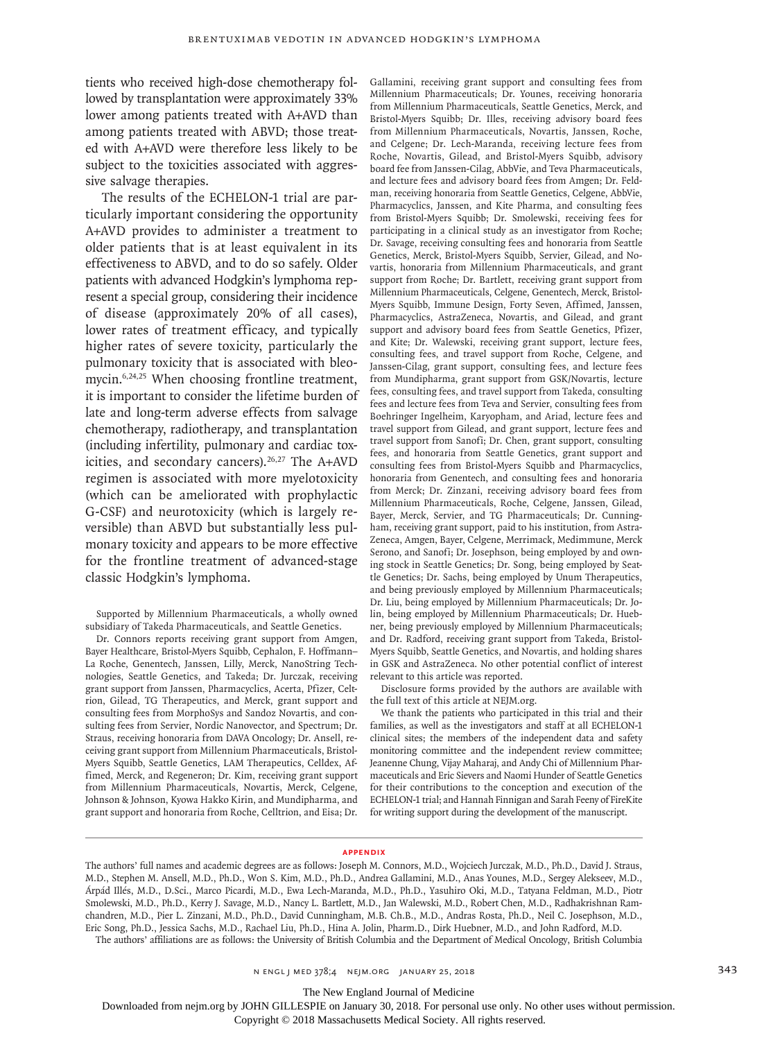tients who received high-dose chemotherapy followed by transplantation were approximately 33% lower among patients treated with A+AVD than among patients treated with ABVD; those treated with A+AVD were therefore less likely to be subject to the toxicities associated with aggressive salvage therapies.

The results of the ECHELON-1 trial are particularly important considering the opportunity A+AVD provides to administer a treatment to older patients that is at least equivalent in its effectiveness to ABVD, and to do so safely. Older patients with advanced Hodgkin's lymphoma represent a special group, considering their incidence of disease (approximately 20% of all cases), lower rates of treatment efficacy, and typically higher rates of severe toxicity, particularly the pulmonary toxicity that is associated with bleomycin.[6,24,25] When choosing frontline treatment, it is important to consider the lifetime burden of late and long-term adverse effects from salvage chemotherapy, radiotherapy, and transplantation (including infertility, pulmonary and cardiac toxicities, and secondary cancers).[26,27] The A+AVD regimen is associated with more myelotoxicity (which can be ameliorated with prophylactic G-CSF) and neurotoxicity (which is largely reversible) than ABVD but substantially less pulmonary toxicity and appears to be more effective for the frontline treatment of advanced-stage classic Hodgkin's lymphoma.

Supported by Millennium Pharmaceuticals, a wholly owned subsidiary of Takeda Pharmaceuticals, and Seattle Genetics.

Dr. Connors reports receiving grant support from Amgen, Bayer Healthcare, Bristol-Myers Squibb, Cephalon, F. Hoffmann–La Roche, Genentech, Janssen, Lilly, Merck, NanoString Technologies, Seattle Genetics, and Takeda; Dr. Jurczak, receiving grant support from Janssen, Pharmacyclics, Acerta, Pfizer, Celtrion, Gilead, TG Therapeutics, and Merck, grant support and consulting fees from MorphoSys and Sandoz Novartis, and consulting fees from Servier, Nordic Nanovector, and Spectrum; Dr. Straus, receiving honoraria from DAVA Oncology; Dr. Ansell, receiving grant support from Millennium Pharmaceuticals, Bristol-Myers Squibb, Seattle Genetics, LAM Therapeutics, Celldex, Affimed, Merck, and Regeneron; Dr. Kim, receiving grant support from Millennium Pharmaceuticals, Novartis, Merck, Celgene, Johnson & Johnson, Kyowa Hakko Kirin, and Mundipharma, and grant support and honoraria from Roche, Celltrion, and Eisa; Dr. Gallamini, receiving grant support and consulting fees from Millennium Pharmaceuticals; Dr. Younes, receiving honoraria from Millennium Pharmaceuticals, Seattle Genetics, Merck, and Bristol-Myers Squibb; Dr. Illes, receiving advisory board fees from Millennium Pharmaceuticals, Novartis, Janssen, Roche, and Celgene; Dr. Lech-Maranda, receiving lecture fees from Roche, Novartis, Gilead, and Bristol-Myers Squibb, advisory board fee from Janssen-Cilag, AbbVie, and Teva Pharmaceuticals, and lecture fees and advisory board fees from Amgen; Dr. Feldman, receiving honoraria from Seattle Genetics, Celgene, AbbVie, Pharmacyclics, Janssen, and Kite Pharma, and consulting fees from Bristol-Myers Squibb; Dr. Smolewski, receiving fees for participating in a clinical study as an investigator from Roche; Dr. Savage, receiving consulting fees and honoraria from Seattle Genetics, Merck, Bristol-Myers Squibb, Servier, Gilead, and Novartis, honoraria from Millennium Pharmaceuticals, and grant support from Roche; Dr. Bartlett, receiving grant support from Millennium Pharmaceuticals, Celgene, Genentech, Merck, Bristol-Myers Squibb, Immune Design, Forty Seven, Affimed, Janssen, Pharmacyclics, AstraZeneca, Novartis, and Gilead, and grant support and advisory board fees from Seattle Genetics, Pfizer, and Kite; Dr. Walewski, receiving grant support, lecture fees, consulting fees, and travel support from Roche, Celgene, and Janssen-Cilag, grant support, consulting fees, and lecture fees from Mundipharma, grant support from GSK/Novartis, lecture fees, consulting fees, and travel support from Takeda, consulting fees and lecture fees from Teva and Servier, consulting fees from Boehringer Ingelheim, Karyopham, and Ariad, lecture fees and travel support from Gilead, and grant support, lecture fees and travel support from Sanofi; Dr. Chen, grant support, consulting fees, and honoraria from Seattle Genetics, grant support and consulting fees from Bristol-Myers Squibb and Pharmacyclics, honoraria from Genentech, and consulting fees and honoraria from Merck; Dr. Zinzani, receiving advisory board fees from Millennium Pharmaceuticals, Roche, Celgene, Janssen, Gilead, Bayer, Merck, Servier, and TG Pharmaceuticals; Dr. Cunningham, receiving grant support, paid to his institution, from AstraZeneca, Amgen, Bayer, Celgene, Merrimack, Medimmune, Merck Serono, and Sanofi; Dr. Josephson, being employed by and owning stock in Seattle Genetics; Dr. Song, being employed by Seattle Genetics; Dr. Sachs, being employed by Unum Therapeutics, and being previously employed by Millennium Pharmaceuticals; Dr. Liu, being employed by Millennium Pharmaceuticals; Dr. Jolin, being employed by Millennium Pharmaceuticals; Dr. Huebner, being previously employed by Millennium Pharmaceuticals; and Dr. Radford, receiving grant support from Takeda, Bristol-Myers Squibb, Seattle Genetics, and Novartis, and holding shares in GSK and AstraZeneca. No other potential conflict of interest relevant to this article was reported.

Disclosure forms provided by the authors are available with the full text of this article at NEJM.org.

We thank the patients who participated in this trial and their families, as well as the investigators and staff at all ECHELON-1 clinical sites; the members of the independent data and safety monitoring committee and the independent review committee; Jeanenne Chung, Vijay Maharaj, and Andy Chi of Millennium Pharmaceuticals and Eric Sievers and Naomi Hunder of Seattle Genetics for their contributions to the conception and execution of the ECHELON-1 trial; and Hannah Finnigan and Sarah Feeny of FireKite for writing support during the development of the manuscript.

## APPENDIX

The authors' full names and academic degrees are as follows: Joseph M. Connors, M.D., Wojciech Jurczak, M.D., Ph.D., David J. Straus, M.D., Stephen M. Ansell, M.D., Ph.D., Won S. Kim, M.D., Ph.D., Andrea Gallamini, M.D., Anas Younes, M.D., Sergey Alekseev, M.D., Árpád Illés, M.D., D.Sci., Marco Picardi, M.D., Ewa Lech-Maranda, M.D., Ph.D., Yasuhiro Oki, M.D., Tatyana Feldman, M.D., Piotr Smolewski, M.D., Ph.D., Kerry J. Savage, M.D., Nancy L. Bartlett, M.D., Jan Walewski, M.D., Robert Chen, M.D., Radhakrishnan Ramchandren, M.D., Pier L. Zinzani, M.D., Ph.D., David Cunningham, M.B. Ch.B., M.D., Andras Rosta, Ph.D., Neil C. Josephson, M.D., Eric Song, Ph.D., Jessica Sachs, M.D., Rachael Liu, Ph.D., Hina A. Jolin, Pharm.D., Dirk Huebner, M.D., and John Radford, M.D.

The authors' affiliations are as follows: the University of British Columbia and the Department of Medical Oncology, British Columbia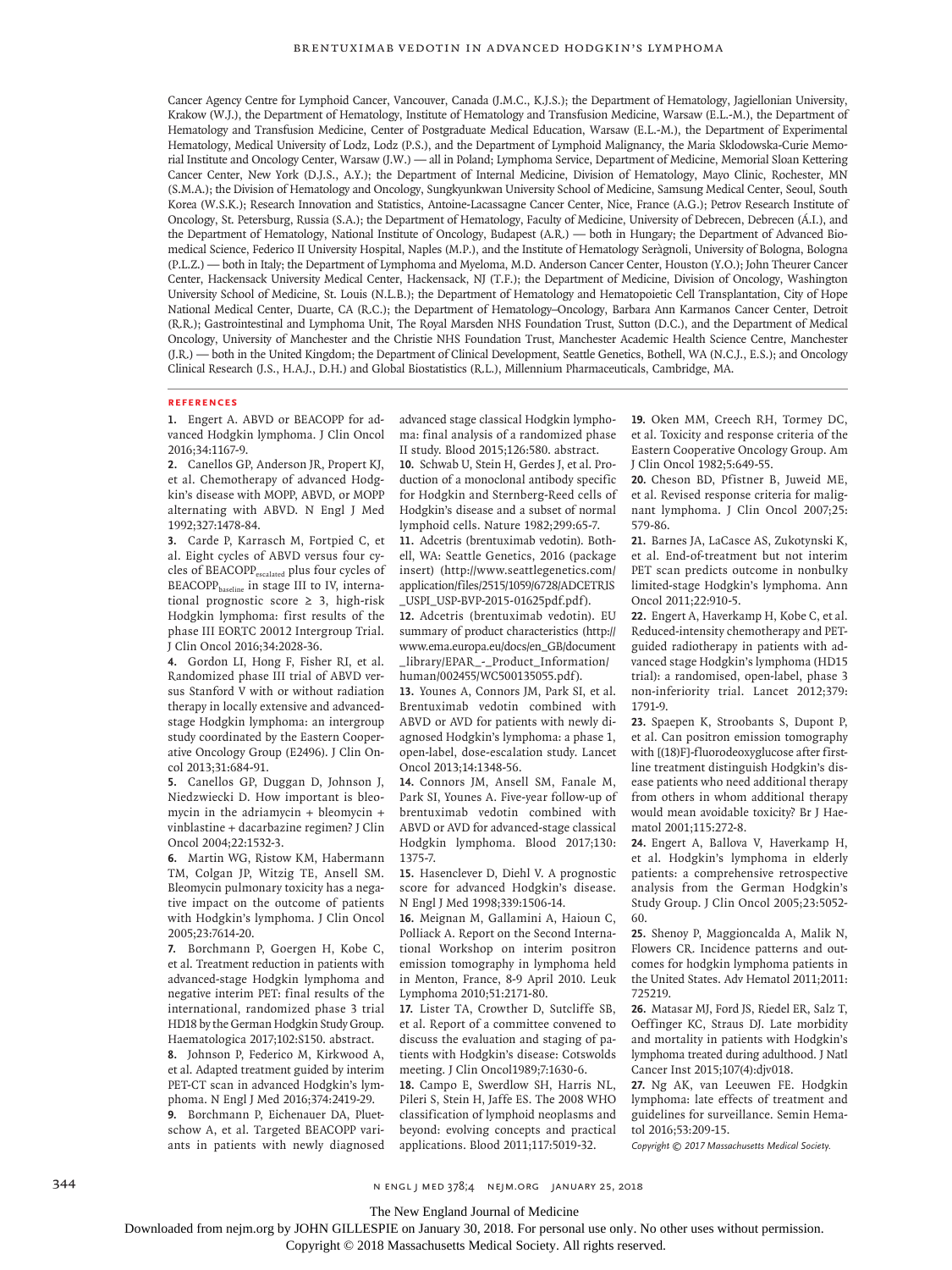Cancer Agency Centre for Lymphoid Cancer, Vancouver, Canada (J.M.C., K.J.S.); the Department of Hematology, Jagiellonian University, Krakow (W.J.), the Department of Hematology, Institute of Hematology and Transfusion Medicine, Warsaw (E.L.-M.), the Department of Hematology and Transfusion Medicine, Center of Postgraduate Medical Education, Warsaw (E.L.-M.), the Department of Experimental Hematology, Medical University of Lodz, Lodz (P.S.), and the Department of Lymphoid Malignancy, the Maria Sklodowska-Curie Memorial Institute and Oncology Center, Warsaw (J.W.) — all in Poland; Lymphoma Service, Department of Medicine, Memorial Sloan Kettering Cancer Center, New York (D.J.S., A.Y.); the Department of Internal Medicine, Division of Hematology, Mayo Clinic, Rochester, MN (S.M.A.); the Division of Hematology and Oncology, Sungkyunkwan University School of Medicine, Samsung Medical Center, Seoul, South Korea (W.S.K.); Research Innovation and Statistics, Antoine-Lacassagne Cancer Center, Nice, France (A.G.); Petrov Research Institute of Oncology, St. Petersburg, Russia (S.A.); the Department of Hematology, Faculty of Medicine, University of Debrecen, Debrecen (Á.I.), and the Department of Hematology, National Institute of Oncology, Budapest (A.R.) — both in Hungary; the Department of Advanced Biomedical Science, Federico II University Hospital, Naples (M.P.), and the Institute of Hematology Seràgnoli, University of Bologna, Bologna (P.L.Z.) — both in Italy; the Department of Lymphoma and Myeloma, M.D. Anderson Cancer Center, Houston (Y.O.); John Theurer Cancer Center, Hackensack University Medical Center, Hackensack, NJ (T.F.); the Department of Medicine, Division of Oncology, Washington University School of Medicine, St. Louis (N.L.B.); the Department of Hematology and Hematopoietic Cell Transplantation, City of Hope National Medical Center, Duarte, CA (R.C.); the Department of Hematology–Oncology, Barbara Ann Karmanos Cancer Center, Detroit (R.R.); Gastrointestinal and Lymphoma Unit, The Royal Marsden NHS Foundation Trust, Sutton (D.C.), and the Department of Medical Oncology, University of Manchester and the Christie NHS Foundation Trust, Manchester Academic Health Science Centre, Manchester (J.R.) — both in the United Kingdom; the Department of Clinical Development, Seattle Genetics, Bothell, WA (N.C.J., E.S.); and Oncology Clinical Research (J.S., H.A.J., D.H.) and Global Biostatistics (R.L.), Millennium Pharmaceuticals, Cambridge, MA.

## REFERENCES

1. Engert A. ABVD or BEACOPP for advanced Hodgkin lymphoma. J Clin Oncol 2016;34:1167-9.
2. Canellos GP, Anderson JR, Propert KJ, et al. Chemotherapy of advanced Hodgkin's disease with MOPP, ABVD, or MOPP alternating with ABVD. N Engl J Med 1992;327:1478-84.
3. Carde P, Karrasch M, Fortpied C, et al. Eight cycles of ABVD versus four cycles of $BEACOPP_{escalated}$ plus four cycles of $BEACOPP_{baseline}$ in stage III to IV, international prognostic score ≥ 3, high-risk Hodgkin lymphoma: first results of the phase III EORTC 20012 Intergroup Trial. J Clin Oncol 2016;34:2028-36.
4. Gordon LI, Hong F, Fisher RI, et al. Randomized phase III trial of ABVD versus Stanford V with or without radiation therapy in locally extensive and advanced-stage Hodgkin lymphoma: an intergroup study coordinated by the Eastern Cooperative Oncology Group (E2496). J Clin Oncol 2013;31:684-91.
5. Canellos GP, Duggan D, Johnson J, Niedzwiecki D. How important is bleomycin in the adriamycin + bleomycin + vinblastine + dacarbazine regimen? J Clin Oncol 2004;22:1532-3.
6. Martin WG, Ristow KM, Habermann TM, Colgan JP, Witzig TE, Ansell SM. Bleomycin pulmonary toxicity has a negative impact on the outcome of patients with Hodgkin's lymphoma. J Clin Oncol 2005;23:7614-20.
7. Borchmann P, Goergen H, Kobe C, et al. Treatment reduction in patients with advanced-stage Hodgkin lymphoma and negative interim PET: final results of the international, randomized phase 3 trial HD18 by the German Hodgkin Study Group. Haematologica 2017;102:S150. abstract.
8. Johnson P, Federico M, Kirkwood A, et al. Adapted treatment guided by interim PET-CT scan in advanced Hodgkin's lymphoma. N Engl J Med 2016;374:2419-29.
9. Borchmann P, Eichenauer DA, Pluetschow A, et al. Targeted BEACOPP variants in patients with newly diagnosed advanced stage classical Hodgkin lymphoma: final analysis of a randomized phase II study. Blood 2015;126:580. abstract.
10. Schwab U, Stein H, Gerdes J, et al. Production of a monoclonal antibody specific for Hodgkin and Sternberg-Reed cells of Hodgkin's disease and a subset of normal lymphoid cells. Nature 1982;299:65-7.
11. Adcetris (brentuximab vedotin). Bothell, WA: Seattle Genetics, 2016 (package insert) (http://www.seattlegenetics.com/application/files/2515/1059/6728/ADCETRIS_USPI_USP-BVP-2015-01625pdf.pdf).
12. Adcetris (brentuximab vedotin). EU summary of product characteristics (http://www.ema.europa.eu/docs/en_GB/document_library/EPAR_-_Product_Information/human/002455/WC500135055.pdf).
13. Younes A, Connors JM, Park SI, et al. Brentuximab vedotin combined with ABVD or AVD for patients with newly diagnosed Hodgkin's lymphoma: a phase 1, open-label, dose-escalation study. Lancet Oncol 2013;14:1348-56.
14. Connors JM, Ansell SM, Fanale M, Park SI, Younes A. Five-year follow-up of brentuximab vedotin combined with ABVD or AVD for advanced-stage classical Hodgkin lymphoma. Blood 2017;130:1375-7.
15. Hasenclever D, Diehl V. A prognostic score for advanced Hodgkin's disease. N Engl J Med 1998;339:1506-14.
16. Meignan M, Gallamini A, Haioun C, Polliack A. Report on the Second International Workshop on interim positron emission tomography in lymphoma held in Menton, France, 8-9 April 2010. Leuk Lymphoma 2010;51:2171-80.
17. Lister TA, Crowther D, Sutcliffe SB, et al. Report of a committee convened to discuss the evaluation and staging of patients with Hodgkin's disease: Cotswolds meeting. J Clin Oncol1989;7:1630-6.
18. Campo E, Swerdlow SH, Harris NL, Pileri S, Stein H, Jaffe ES. The 2008 WHO classification of lymphoid neoplasms and beyond: evolving concepts and practical applications. Blood 2011;117:5019-32.
19. Oken MM, Creech RH, Tormey DC, et al. Toxicity and response criteria of the Eastern Cooperative Oncology Group. Am J Clin Oncol 1982;5:649-55.
20. Cheson BD, Pfistner B, Juweid ME, et al. Revised response criteria for malignant lymphoma. J Clin Oncol 2007;25:579-86.
21. Barnes JA, LaCasce AS, Zukotynski K, et al. End-of-treatment but not interim PET scan predicts outcome in nonbulky limited-stage Hodgkin's lymphoma. Ann Oncol 2011;22:910-5.
22. Engert A, Haverkamp H, Kobe C, et al. Reduced-intensity chemotherapy and PET-guided radiotherapy in patients with advanced stage Hodgkin's lymphoma (HD15 trial): a randomised, open-label, phase 3 non-inferiority trial. Lancet 2012;379:1791-9.
23. Spaepen K, Stroobants S, Dupont P, et al. Can positron emission tomography with [(18)F]-fluorodeoxyglucose after first-line treatment distinguish Hodgkin's disease patients who need additional therapy from others in whom additional therapy would mean avoidable toxicity? Br J Haematol 2001;115:272-8.
24. Engert A, Ballova V, Haverkamp H, et al. Hodgkin's lymphoma in elderly patients: a comprehensive retrospective analysis from the German Hodgkin's Study Group. J Clin Oncol 2005;23:5052-60.
25. Shenoy P, Maggioncalda A, Malik N, Flowers CR. Incidence patterns and outcomes for hodgkin lymphoma patients in the United States. Adv Hematol 2011;2011:725219.
26. Matasar MJ, Ford JS, Riedel ER, Salz T, Oeffinger KC, Straus DJ. Late morbidity and mortality in patients with Hodgkin's lymphoma treated during adulthood. J Natl Cancer Inst 2015;107(4):djv018.
27. Ng AK, van Leeuwen FE. Hodgkin lymphoma: late effects of treatment and guidelines for surveillance. Semin Hematol 2016;53:209-15.

*Copyright © 2017 Massachusetts Medical Society.*